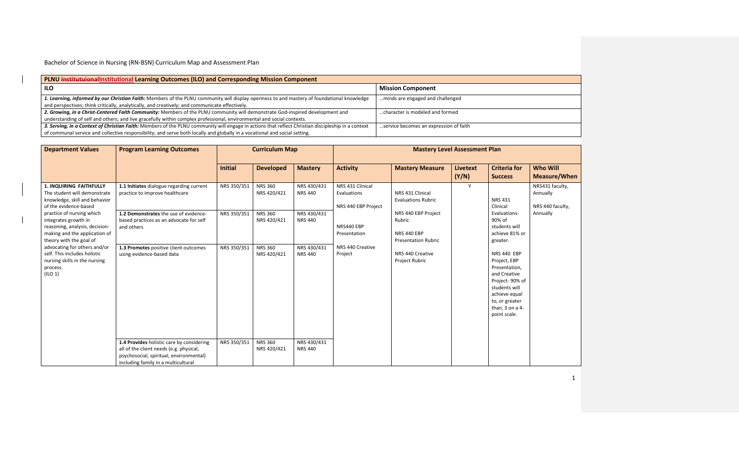Bachelor of Science in Nursing (RN-BSN) Curriculum Map and Assessment Plan

| **PLNU ~~Instituionall~~Institutional Learning Outcomes (ILO) and Corresponding Mission Component** | |
|---|---|
| **ILO** | **Mission Component** |
| ***1. Learning, informed by our Christian Faith:*** Members of the PLNU community will display openness to and mastery of foundational knowledge and perspectives; think critically, analytically, and creatively; and communicate effectively. | …minds are engaged and challenged |
| ***2. Growing, in a Christ-Centered Faith Community:*** Members of the PLNU community will demonstrate God-inspired development and understanding of self and others; and live gracefully within complex professional, environmental and social contexts. | …character is modeled and formed |
| ***3. Serving, in a Context of Christian Faith:*** Members of the PLNU community will engage in actions that reflect Christian discipleship in a context of communal service and collective responsibility; and serve both locally and globally in a vocational and social setting. | …service becomes an expression of faith |

| **Department Values** | **Program Learning Outcomes** | **Curriculum Map** | | | **Mastery Level Assessment Plan** | | | | |
|---|---|---|---|---|---|---|---|---|---|
| | | **Initial** | **Developed** | **Mastery** | **Activity** | **Mastery Measure** | **Livetext (Y/N)** | **Criteria for Success** | **Who Will Measure/When** |
| **1. INQUIRING FAITHFULLY** The student will demonstrate knowledge, skill and behavior of the evidence-based practice of nursing which integrates growth in reasoning, analysis, decision-making and the application of theory with the goal of advocating for others and/or self. This includes holistic nursing skills in the nursing process. (ILO 1) | **1.1 Initiates** dialogue regarding current practice to improve healthcare | NRS 350/351 | NRS 360<br>NRS 420/421 | NRS 430/431<br>NRS 440 | NRS 431 Clinical Evaluations<br><br>NRS 440 EBP Project<br><br>NRS440 EBP Presentation<br><br>NRS 440 Creative Project | NRS 431 Clinical Evaluations Rubric<br><br>NRS 440 EBP Project Rubric<br><br>NRS 440 EBP Presentation Rubric<br><br>NRS 440 Creative Project Rubric | Y | NRS 431 Clinical Evaluations- 90% of students will achieve 81% or greater.<br><br>NRS 440 EBP Project, EBP Presentation, and Creative Project- 90% of students will achieve equal to, or greater than, 3 on a 4-point scale. | NRS431 faculty, Annually<br><br>NRS 440 faculty, Annually |
| | **1.2 Demonstrates** the use of evidence-based practices as an advocate for self and others | NRS 350/351 | NRS 360<br>NRS 420/421 | NRS 430/431<br>NRS 440 | | | | | |
| | **1.3 Promotes** positive client outcomes using evidence-based data | NRS 350/351 | NRS 360<br>NRS 420/421 | NRS 430/431<br>NRS 440 | | | | | |
| | **1.4 Provides** holistic care by considering all of the client needs (e.g. physical, psychosocial, spiritual, environmental) including family in a multicultural | NRS 350/351 | NRS 360<br>NRS 420/421 | NRS 430/431<br>NRS 440 | | | | | |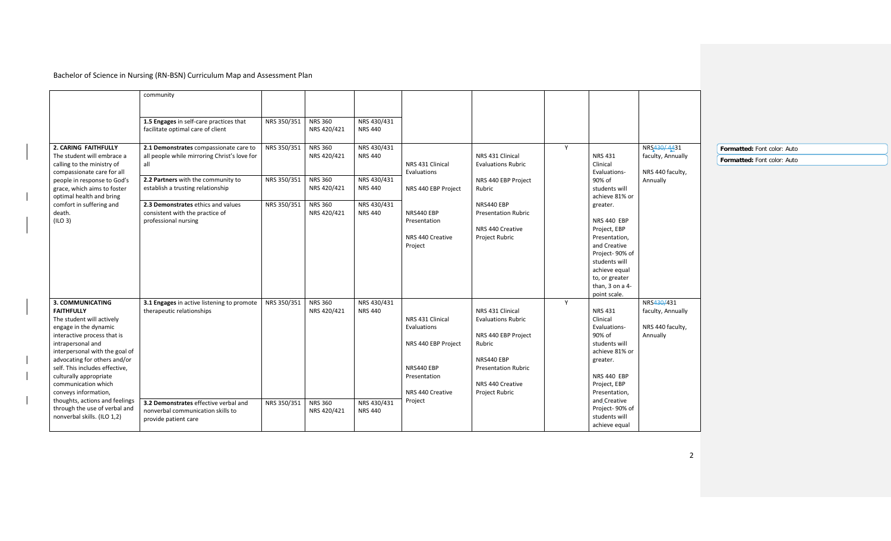Bachelor of Science in Nursing (RN-BSN) Curriculum Map and Assessment Plan

| | | | | | | | | | |
|---|---|---|---|---|---|---|---|---|---|
| | community | | | | | | | | |
| | **1.5 Engages** in self-care practices that facilitate optimal care of client | NRS 350/351 | NRS 360<br>NRS 420/421 | NRS 430/431<br>NRS 440 | | | | | |
| **2. CARING FAITHFULLY**<br>The student will embrace a calling to the ministry of compassionate care for all people in response to God's grace, which aims to foster optimal health and bring comfort in suffering and death.<br>(ILO 3) | **2.1 Demonstrates** compassionate care to all people while mirroring Christ's love for all | NRS 350/351 | NRS 360<br>NRS 420/421 | NRS 430/431<br>NRS 440 | NRS 431 Clinical Evaluations<br><br>NRS 440 EBP Project<br><br>NRS440 EBP Presentation<br><br>NRS 440 Creative Project | NRS 431 Clinical Evaluations Rubric<br><br>NRS 440 EBP Project Rubric<br><br>NRS440 EBP Presentation Rubric<br><br>NRS 440 Creative Project Rubric | Y | NRS 431 Clinical Evaluations- 90% of students will achieve 81% or greater.<br><br>NRS 440 EBP Project, EBP Presentation, and Creative Project- 90% of students will achieve equal to, or greater than, 3 on a 4-point scale. | NRS430/4431 faculty, Annually<br><br>NRS 440 faculty, Annually |
| | **2.2 Partners** with the community to establish a trusting relationship | NRS 350/351 | NRS 360<br>NRS 420/421 | NRS 430/431<br>NRS 440 | | | | | |
| | **2.3 Demonstrates** ethics and values consistent with the practice of professional nursing | NRS 350/351 | NRS 360<br>NRS 420/421 | NRS 430/431<br>NRS 440 | | | | | |
| **3. COMMUNICATING FAITHFULLY**<br>The student will actively engage in the dynamic interactive process that is intrapersonal and interpersonal with the goal of advocating for others and/or self. This includes effective, culturally appropriate communication which conveys information, thoughts, actions and feelings through the use of verbal and nonverbal skills. (ILO 1,2) | **3.1 Engages** in active listening to promote therapeutic relationships | NRS 350/351 | NRS 360<br>NRS 420/421 | NRS 430/431<br>NRS 440 | NRS 431 Clinical Evaluations<br><br>NRS 440 EBP Project<br><br>NRS440 EBP Presentation<br><br>NRS 440 Creative Project | NRS 431 Clinical Evaluations Rubric<br><br>NRS 440 EBP Project Rubric<br><br>NRS440 EBP Presentation Rubric<br><br>NRS 440 Creative Project Rubric | Y | NRS 431 Clinical Evaluations- 90% of students will achieve 81% or greater.<br><br>NRS 440 EBP Project, EBP Presentation, and Creative Project- 90% of students will achieve equal | NRS430/431 faculty, Annually<br><br>NRS 440 faculty, Annually |
| | **3.2 Demonstrates** effective verbal and nonverbal communication skills to provide patient care | NRS 350/351 | NRS 360<br>NRS 420/421 | NRS 430/431<br>NRS 440 | | | | | |

Formatted: Font color: Auto

Formatted: Font color: Auto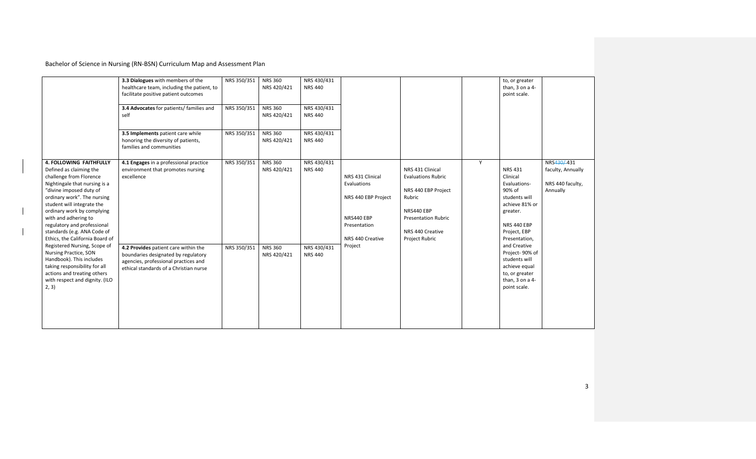Bachelor of Science in Nursing (RN-BSN) Curriculum Map and Assessment Plan

| | | | | | | | | | |
|---|---|---|---|---|---|---|---|---|---|
| | **3.3 Dialogues** with members of the healthcare team, including the patient, to facilitate positive patient outcomes | NRS 350/351 | NRS 360<br>NRS 420/421 | NRS 430/431<br>NRS 440 | | | | to, or greater than, 3 on a 4-point scale. | |
| | **3.4 Advocates** for patients/ families and self | NRS 350/351 | NRS 360<br>NRS 420/421 | NRS 430/431<br>NRS 440 | | | | | |
| | **3.5 Implements** patient care while honoring the diversity of patients, families and communities | NRS 350/351 | NRS 360<br>NRS 420/421 | NRS 430/431<br>NRS 440 | | | | | |
| **4. FOLLOWING FAITHFULLY** Defined as claiming the challenge from Florence Nightingale that nursing is a "divine imposed duty of ordinary work". The nursing student will integrate the ordinary work by complying with and adhering to regulatory and professional standards (e.g. ANA Code of Ethics, the California Board of Registered Nursing, Scope of Nursing Practice, SON Handbook). This includes taking responsibility for all actions and treating others with respect and dignity. (ILO 2, 3) | **4.1 Engages** in a professional practice environment that promotes nursing excellence | NRS 350/351 | NRS 360<br>NRS 420/421 | NRS 430/431<br>NRS 440 | NRS 431 Clinical Evaluations<br><br>NRS 440 EBP Project<br><br>NRS440 EBP Presentation<br><br>NRS 440 Creative Project | NRS 431 Clinical Evaluations Rubric<br><br>NRS 440 EBP Project Rubric<br><br>NRS440 EBP Presentation Rubric<br><br>NRS 440 Creative Project Rubric | Y | NRS 431 Clinical Evaluations- 90% of students will achieve 81% or greater.<br><br>NRS 440 EBP Project, EBP Presentation, and Creative Project- 90% of students will achieve equal to, or greater than, 3 on a 4-point scale. | NRS430/431 faculty, Annually<br><br>NRS 440 faculty, Annually |
| | **4.2 Provides** patient care within the boundaries designated by regulatory agencies, professional practices and ethical standards of a Christian nurse | NRS 350/351 | NRS 360<br>NRS 420/421 | NRS 430/431<br>NRS 440 | | | | | |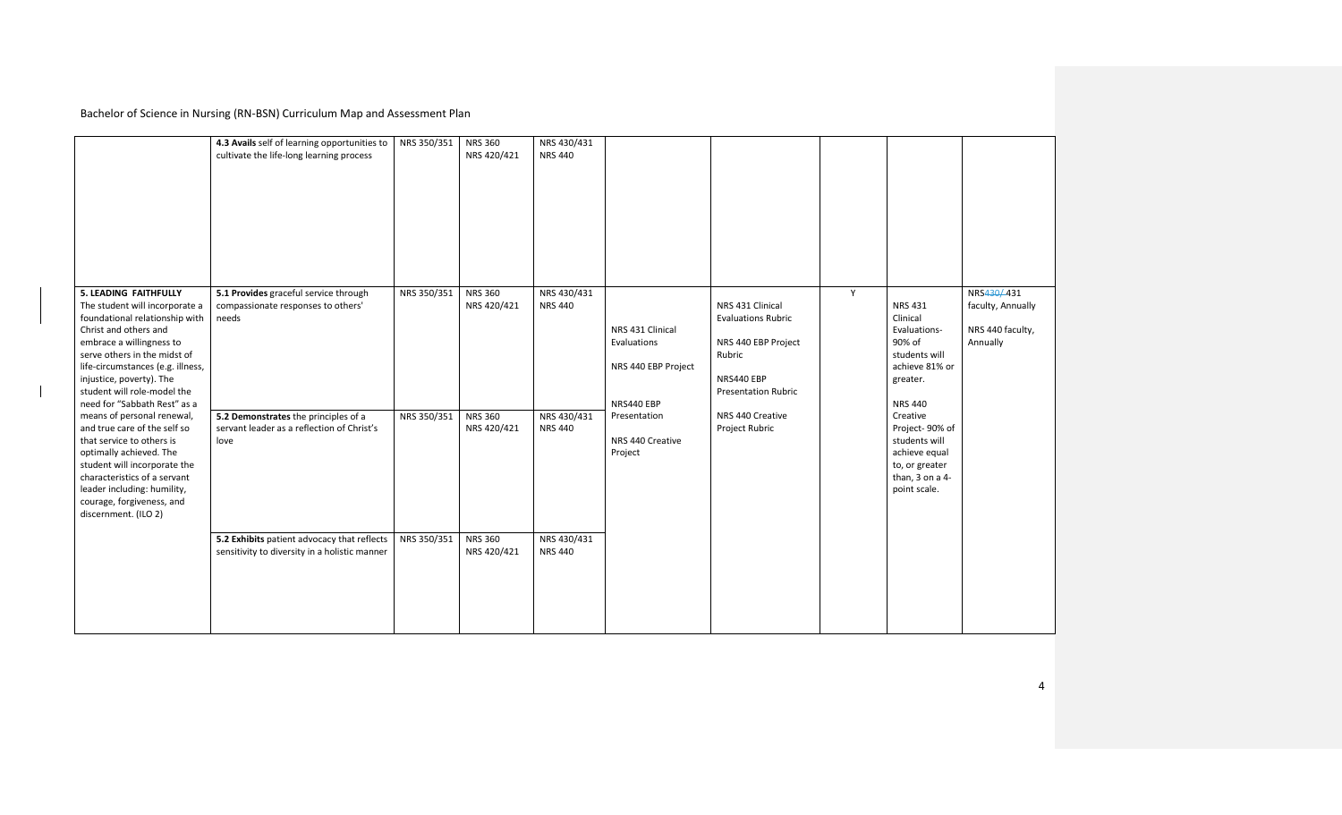Bachelor of Science in Nursing (RN-BSN) Curriculum Map and Assessment Plan

| | | | | | | | | | |
|---|---|---|---|---|---|---|---|---|---|
| | **4.3 Avails** self of learning opportunities to cultivate the life-long learning process | NRS 350/351 | NRS 360 NRS 420/421 | NRS 430/431 NRS 440 | | | | | |
| **5. LEADING FAITHFULLY** The student will incorporate a foundational relationship with Christ and others and embrace a willingness to serve others in the midst of life-circumstances (e.g. illness, injustice, poverty). The student will role-model the need for "Sabbath Rest" as a means of personal renewal, and true care of the self so that service to others is optimally achieved. The student will incorporate the characteristics of a servant leader including: humility, courage, forgiveness, and discernment. (ILO 2) | **5.1 Provides** graceful service through compassionate responses to others' needs | NRS 350/351 | NRS 360 NRS 420/421 | NRS 430/431 NRS 440 | NRS 431 Clinical Evaluations<br><br>NRS 440 EBP Project<br><br>NRS440 EBP Presentation<br><br>NRS 440 Creative Project | NRS 431 Clinical Evaluations Rubric<br><br>NRS 440 EBP Project Rubric<br><br>NRS440 EBP Presentation Rubric<br><br>NRS 440 Creative Project Rubric | Y | NRS 431 Clinical Evaluations- 90% of students will achieve 81% or greater.<br><br>NRS 440 Creative Project- 90% of students will achieve equal to, or greater than, 3 on a 4-point scale. | NRS430/ 431 faculty, Annually<br><br>NRS 440 faculty, Annually |
| | **5.2 Demonstrates** the principles of a servant leader as a reflection of Christ's love | NRS 350/351 | NRS 360 NRS 420/421 | NRS 430/431 NRS 440 | | | | | |
| | **5.2 Exhibits** patient advocacy that reflects sensitivity to diversity in a holistic manner | NRS 350/351 | NRS 360 NRS 420/421 | NRS 430/431 NRS 440 | | | | | |